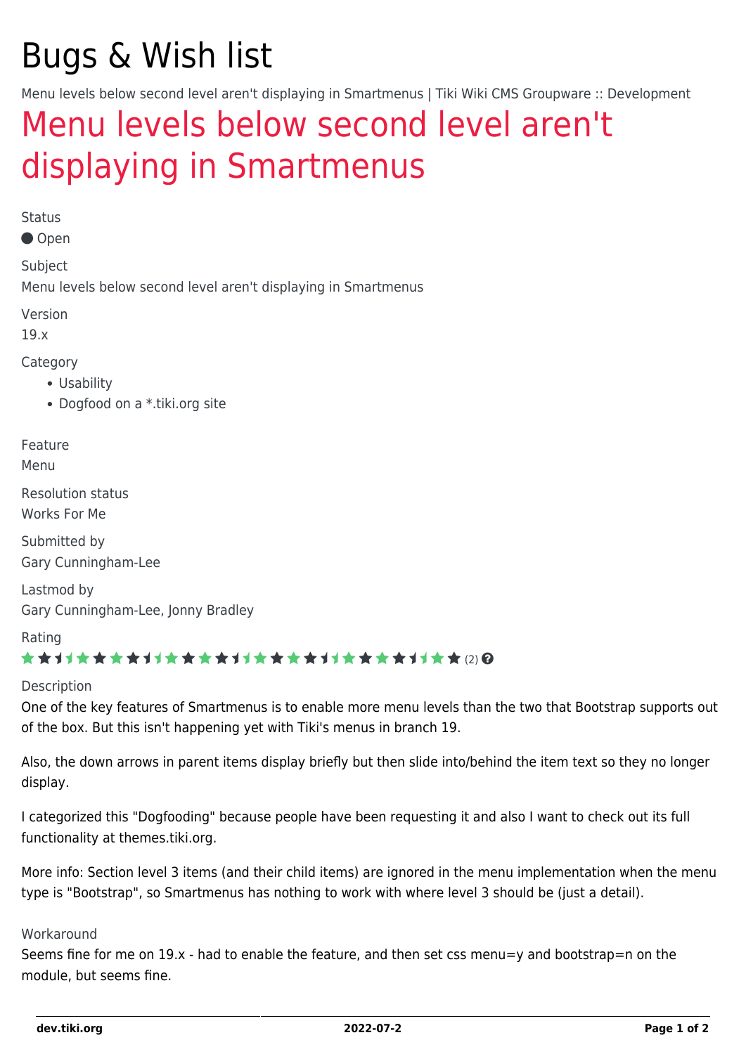# Bugs & Wish list

Menu levels below second level aren't displaying in Smartmenus | Tiki Wiki CMS Groupware :: Development

## Menu levels below second level aren't displaying in Smartmenus

Status

● Open

Subject

Menu levels below second level aren't displaying in Smartmenus

Version

19.x

Category

- Usability
- Dogfood on a *.tiki.org site

Feature

Menu

Resolution status

Works For Me

Submitted by

Gary Cunningham-Lee

Lastmod by

Gary Cunningham-Lee, Jonny Bradley

Rating

★★★★★★★★★★★★★★★★★★★★★★★★★★(2)

Description

One of the key features of Smartmenus is to enable more menu levels than the two that Bootstrap supports out of the box. But this isn't happening yet with Tiki's menus in branch 19.

Also, the down arrows in parent items display briefly but then slide into/behind the item text so they no longer display.

I categorized this "Dogfooding" because people have been requesting it and also I want to check out its full functionality at themes.tiki.org.

More info: Section level 3 items (and their child items) are ignored in the menu implementation when the menu type is "Bootstrap", so Smartmenus has nothing to work with where level 3 should be (just a detail).

Workaround

Seems fine for me on 19.x - had to enable the feature, and then set css menu=y and bootstrap=n on the module, but seems fine.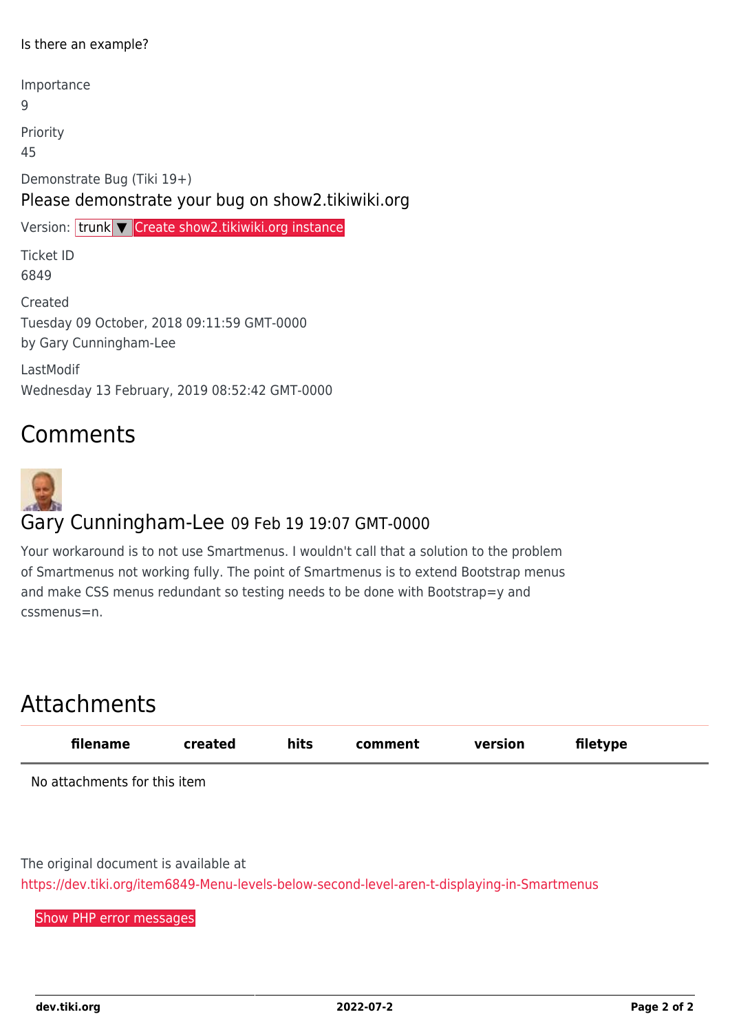Is there an example?

Importance
9

Priority
45

Demonstrate Bug (Tiki 19+)

Please demonstrate your bug on show2.tikiwiki.org

Version: trunk ▼ Create show2.tikiwiki.org instance

Ticket ID
6849

Created
Tuesday 09 October, 2018 09:11:59 GMT-0000
by Gary Cunningham-Lee

LastModif
Wednesday 13 February, 2019 08:52:42 GMT-0000

## Comments

### Gary Cunningham-Lee 09 Feb 19 19:07 GMT-0000

Your workaround is to not use Smartmenus. I wouldn't call that a solution to the problem of Smartmenus not working fully. The point of Smartmenus is to extend Bootstrap menus and make CSS menus redundant so testing needs to be done with Bootstrap=y and cssmenus=n.

## Attachments

| filename | created | hits | comment | version | filetype |
| --- | --- | --- | --- | --- | --- |
| No attachments for this item | | | | | |

The original document is available at https://dev.tiki.org/item6849-Menu-levels-below-second-level-aren-t-displaying-in-Smartmenus

Show PHP error messages